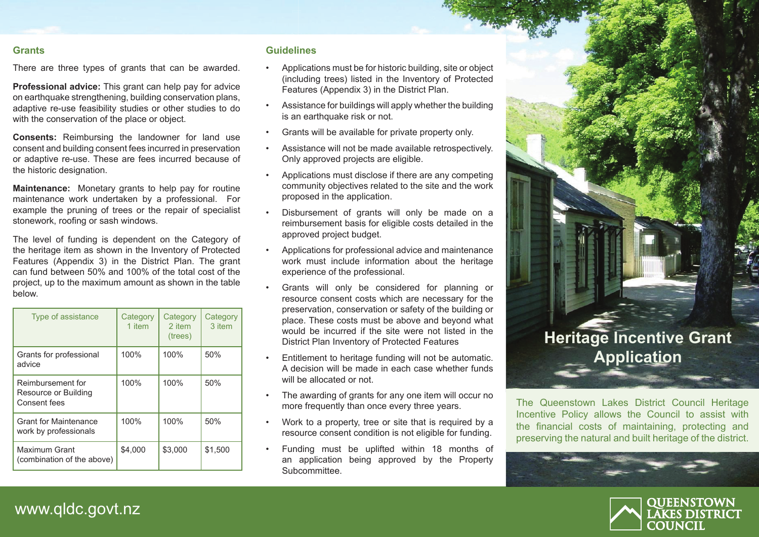## Grants

There are three types of grants that can be awarded.

**Professional advice:** This grant can help pay for advice on earthquake strengthening, building conservation plans, adaptive re-use feasibility studies or other studies to do with the conservation of the place or object.

**Consents:** Reimbursing the landowner for land use consent and building consent fees incurred in preservation or adaptive re-use. These are fees incurred because of the historic designation.

**Maintenance:** Monetary grants to help pay for routine maintenance work undertaken by a professional. For example the pruning of trees or the repair of specialist stonework, roofing or sash windows.

The level of funding is dependent on the Category of the heritage item as shown in the Inventory of Protected Features (Appendix 3) in the District Plan. The grant can fund between 50% and 100% of the total cost of the project, up to the maximum amount as shown in the table below.

| Type of assistance | Category 1 item | Category 2 item (trees) | Category 3 item |
|---|---|---|---|
| Grants for professional advice | 100% | 100% | 50% |
| Reimbursement for Resource or Building Consent fees | 100% | 100% | 50% |
| Grant for Maintenance work by professionals | 100% | 100% | 50% |
| Maximum Grant (combination of the above) | $4,000 | $3,000 | $1,500 |

## Guidelines

- Applications must be for historic building, site or object (including trees) listed in the Inventory of Protected Features (Appendix 3) in the District Plan.
- Assistance for buildings will apply whether the building is an earthquake risk or not.
- Grants will be available for private property only.
- Assistance will not be made available retrospectively. Only approved projects are eligible.
- Applications must disclose if there are any competing community objectives related to the site and the work proposed in the application.
- Disbursement of grants will only be made on a reimbursement basis for eligible costs detailed in the approved project budget.
- Applications for professional advice and maintenance work must include information about the heritage experience of the professional.
- Grants will only be considered for planning or resource consent costs which are necessary for the preservation, conservation or safety of the building or place. These costs must be above and beyond what would be incurred if the site were not listed in the District Plan Inventory of Protected Features
- Entitlement to heritage funding will not be automatic. A decision will be made in each case whether funds will be allocated or not.
- The awarding of grants for any one item will occur no more frequently than once every three years.
- Work to a property, tree or site that is required by a resource consent condition is not eligible for funding.
- Funding must be uplifted within 18 months of an application being approved by the Property Subcommittee.

# Heritage Incentive Grant Application

The Queenstown Lakes District Council Heritage Incentive Policy allows the Council to assist with the financial costs of maintaining, protecting and preserving the natural and built heritage of the district.

www.qldc.govt.nz

QUEENSTOWN LAKES DISTRICT COUNCIL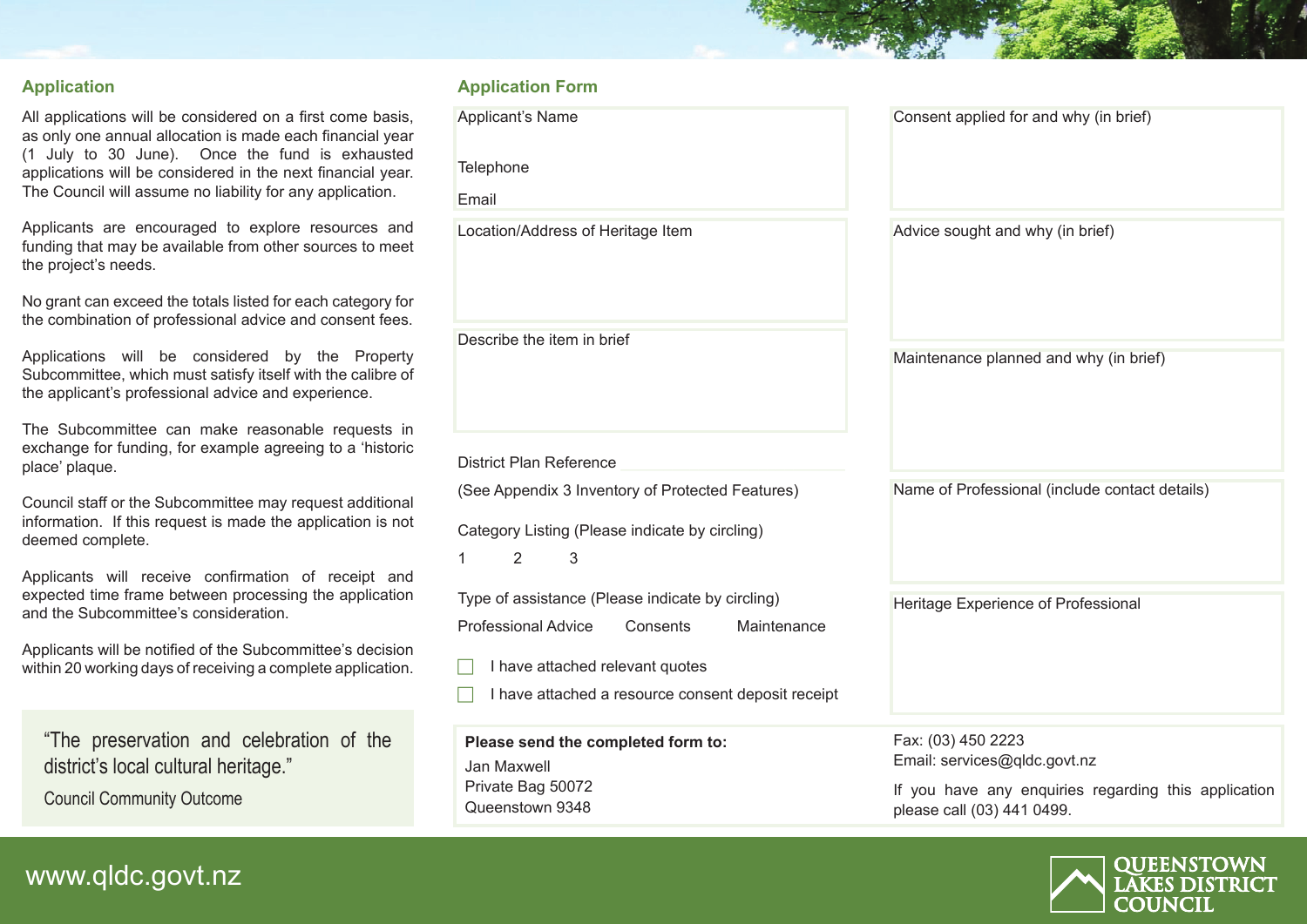## Application

All applications will be considered on a first come basis, as only one annual allocation is made each financial year (1 July to 30 June). Once the fund is exhausted applications will be considered in the next financial year. The Council will assume no liability for any application.

Applicants are encouraged to explore resources and funding that may be available from other sources to meet the project's needs.

No grant can exceed the totals listed for each category for the combination of professional advice and consent fees.

Applications will be considered by the Property Subcommittee, which must satisfy itself with the calibre of the applicant's professional advice and experience.

The Subcommittee can make reasonable requests in exchange for funding, for example agreeing to a 'historic place' plaque.

Council staff or the Subcommittee may request additional information. If this request is made the application is not deemed complete.

Applicants will receive confirmation of receipt and expected time frame between processing the application and the Subcommittee's consideration.

Applicants will be notified of the Subcommittee's decision within 20 working days of receiving a complete application.

> "The preservation and celebration of the district's local cultural heritage."
>
> Council Community Outcome

## Application Form

Applicant's Name

Telephone

Email

Location/Address of Heritage Item

Describe the item in brief

District Plan Reference

(See Appendix 3 Inventory of Protected Features)

Category Listing (Please indicate by circling)

1 2 3

Type of assistance (Please indicate by circling)

Professional Advice Consents Maintenance

- ☐ I have attached relevant quotes
- ☐ I have attached a resource consent deposit receipt

Consent applied for and why (in brief)

Advice sought and why (in brief)

Maintenance planned and why (in brief)

Name of Professional (include contact details)

Heritage Experience of Professional

**Please send the completed form to:**

Jan Maxwell
Private Bag 50072
Queenstown 9348

Fax: (03) 450 2223
Email: services@qldc.govt.nz

If you have any enquiries regarding this application please call (03) 441 0499.

www.qldc.govt.nz

QUEENSTOWN LAKES DISTRICT COUNCIL